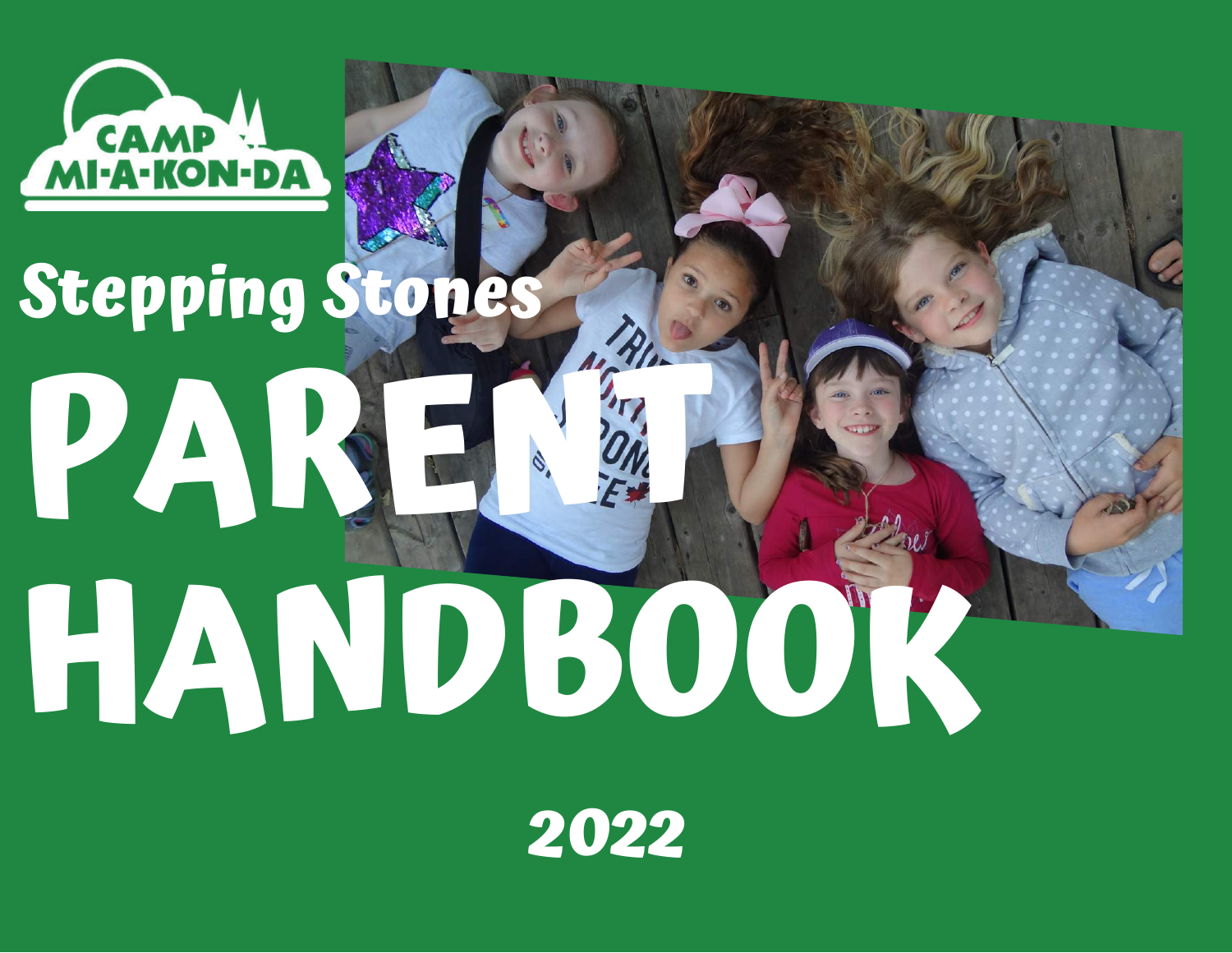CAMP MI-A-KON-DA

## Stepping Stones

# PARENT HANDBOOK

2022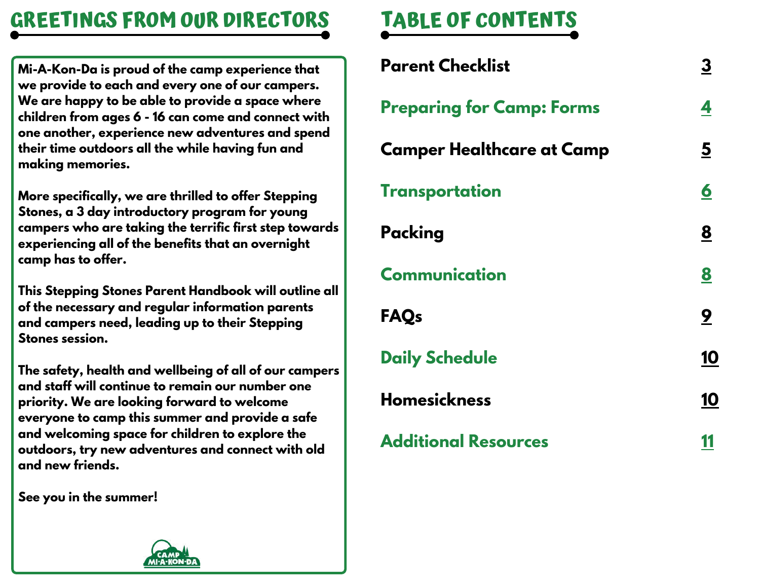## GREETINGS FROM OUR DIRECTORS

**Mi-A-Kon-Da is proud of the camp experience that we provide to each and every one of our campers. We are happy to be able to provide a space where children from ages 6 - 16 can come and connect with one another, experience new adventures and spend their time outdoors all the while having fun and making memories.**

**More specifically, we are thrilled to offer Stepping Stones, a 3 day introductory program for young campers who are taking the terrific first step towards experiencing all of the benefits that an overnight camp has to offer.**

**This Stepping Stones Parent Handbook will outline all of the necessary and regular information parents and campers need, leading up to their Stepping Stones session.**

**The safety, health and wellbeing of all of our campers and staff will continue to remain our number one priority. We are looking forward to welcome everyone to camp this summer and provide a safe and welcoming space for children to explore the outdoors, try new adventures and connect with old and new friends.**

**See you in the summer!**

## TABLE OF CONTENTS

| | |
|---|---|
| **Parent Checklist** | 3 |
| **Preparing for Camp: Forms** | 4 |
| **Camper Healthcare at Camp** | 5 |
| **Transportation** | 6 |
| **Packing** | 8 |
| **Communication** | 8 |
| **FAQs** | 9 |
| **Daily Schedule** | 10 |
| **Homesickness** | 10 |
| **Additional Resources** | 11 |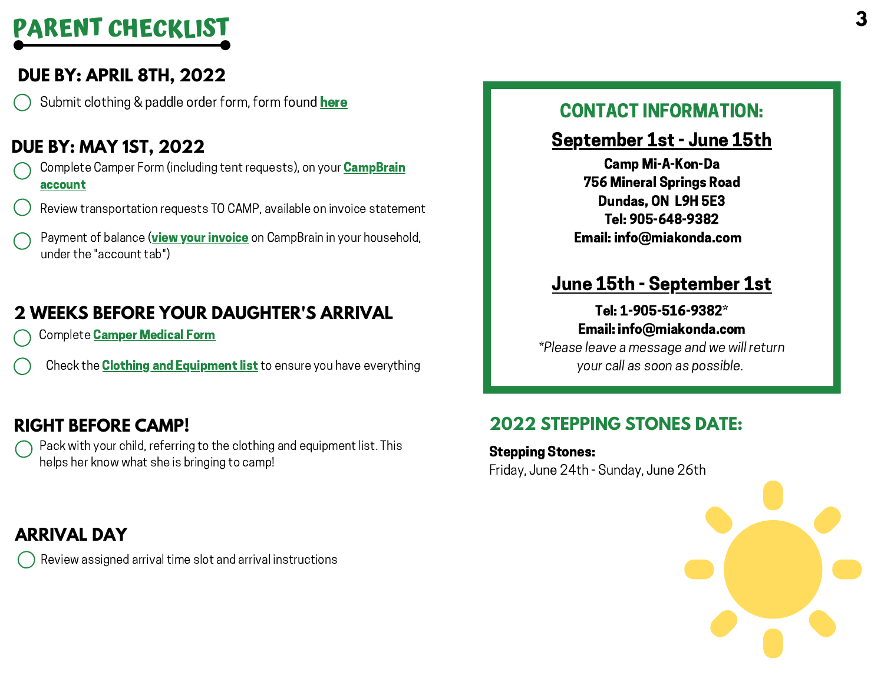# PARENT CHECKLIST

## DUE BY: APRIL 8TH, 2022

- ◯ Submit clothing & paddle order form, form found **here**

## DUE BY: MAY 1ST, 2022

- ◯ Complete Camper Form (including tent requests), on your **CampBrain account**
- ◯ Review transportation requests TO CAMP, available on invoice statement
- ◯ Payment of balance (**view your invoice** on CampBrain in your household, under the "account tab")

## 2 WEEKS BEFORE YOUR DAUGHTER'S ARRIVAL

- ◯ Complete **Camper Medical Form**
- ◯ Check the **Clothing and Equipment list** to ensure you have everything

## RIGHT BEFORE CAMP!

- ◯ Pack with your child, referring to the clothing and equipment list. This helps her know what she is bringing to camp!

## ARRIVAL DAY

- ◯ Review assigned arrival time slot and arrival instructions

## CONTACT INFORMATION:

### September 1st - June 15th

**Camp Mi-A-Kon-Da**
**756 Mineral Springs Road**
**Dundas, ON L9H 5E3**
**Tel: 905-648-9382**
**Email: info@miakonda.com**

### June 15th - September 1st

**Tel: 1-905-516-9382***
**Email: info@miakonda.com**
*\*Please leave a message and we will return your call as soon as possible.*

## 2022 STEPPING STONES DATE:

**Stepping Stones:**
Friday, June 24th - Sunday, June 26th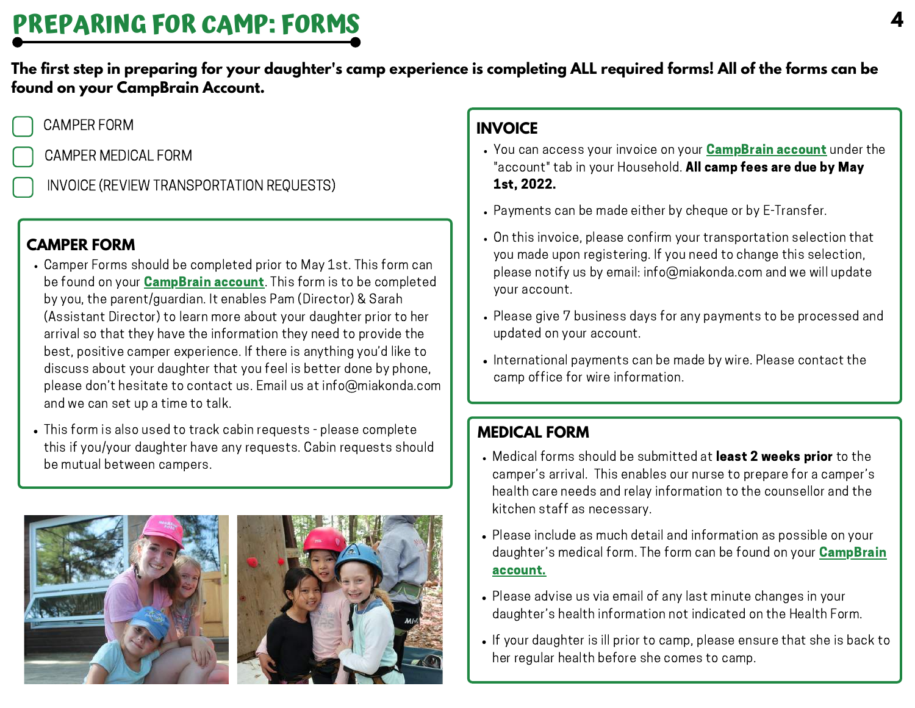# PREPARING FOR CAMP: FORMS

**The first step in preparing for your daughter's camp experience is completing ALL required forms! All of the forms can be found on your CampBrain Account.**

- [ ] CAMPER FORM
- [ ] CAMPER MEDICAL FORM
- [ ] INVOICE (REVIEW TRANSPORTATION REQUESTS)

## CAMPER FORM

- Camper Forms should be completed prior to May 1st. This form can be found on your **CampBrain account**. This form is to be completed by you, the parent/guardian. It enables Pam (Director) & Sarah (Assistant Director) to learn more about your daughter prior to her arrival so that they have the information they need to provide the best, positive camper experience. If there is anything you'd like to discuss about your daughter that you feel is better done by phone, please don't hesitate to contact us. Email us at info@miakonda.com and we can set up a time to talk.
- This form is also used to track cabin requests - please complete this if you/your daughter have any requests. Cabin requests should be mutual between campers.

## INVOICE

- You can access your invoice on your **CampBrain account** under the "account" tab in your Household. **All camp fees are due by May 1st, 2022.**
- Payments can be made either by cheque or by E-Transfer.
- On this invoice, please confirm your transportation selection that you made upon registering. If you need to change this selection, please notify us by email: info@miakonda.com and we will update your account.
- Please give 7 business days for any payments to be processed and updated on your account.
- International payments can be made by wire. Please contact the camp office for wire information.

## MEDICAL FORM

- Medical forms should be submitted at **least 2 weeks prior** to the camper's arrival. This enables our nurse to prepare for a camper's health care needs and relay information to the counsellor and the kitchen staff as necessary.
- Please include as much detail and information as possible on your daughter's medical form. The form can be found on your **CampBrain account.**
- Please advise us via email of any last minute changes in your daughter's health information not indicated on the Health Form.
- If your daughter is ill prior to camp, please ensure that she is back to her regular health before she comes to camp.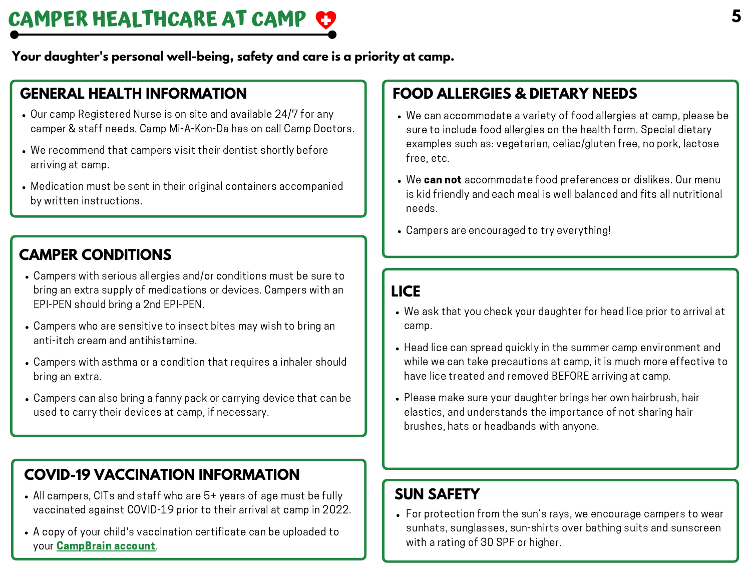# CAMPER HEALTHCARE AT CAMP

**Your daughter's personal well-being, safety and care is a priority at camp.**

## GENERAL HEALTH INFORMATION

- Our camp Registered Nurse is on site and available 24/7 for any camper & staff needs. Camp Mi-A-Kon-Da has on call Camp Doctors.
- We recommend that campers visit their dentist shortly before arriving at camp.
- Medication must be sent in their original containers accompanied by written instructions.

## CAMPER CONDITIONS

- Campers with serious allergies and/or conditions must be sure to bring an extra supply of medications or devices. Campers with an EPI-PEN should bring a 2nd EPI-PEN.
- Campers who are sensitive to insect bites may wish to bring an anti-itch cream and antihistamine.
- Campers with asthma or a condition that requires a inhaler should bring an extra.
- Campers can also bring a fanny pack or carrying device that can be used to carry their devices at camp, if necessary.

## COVID-19 VACCINATION INFORMATION

- All campers, CITs and staff who are 5+ years of age must be fully vaccinated against COVID-19 prior to their arrival at camp in 2022.
- A copy of your child's vaccination certificate can be uploaded to your **CampBrain account**.

## FOOD ALLERGIES & DIETARY NEEDS

- We can accommodate a variety of food allergies at camp, please be sure to include food allergies on the health form. Special dietary examples such as: vegetarian, celiac/gluten free, no pork, lactose free, etc.
- We **can not** accommodate food preferences or dislikes. Our menu is kid friendly and each meal is well balanced and fits all nutritional needs.
- Campers are encouraged to try everything!

## LICE

- We ask that you check your daughter for head lice prior to arrival at camp.
- Head lice can spread quickly in the summer camp environment and while we can take precautions at camp, it is much more effective to have lice treated and removed BEFORE arriving at camp.
- Please make sure your daughter brings her own hairbrush, hair elastics, and understands the importance of not sharing hair brushes, hats or headbands with anyone.

## SUN SAFETY

- For protection from the sun's rays, we encourage campers to wear sunhats, sunglasses, sun-shirts over bathing suits and sunscreen with a rating of 30 SPF or higher.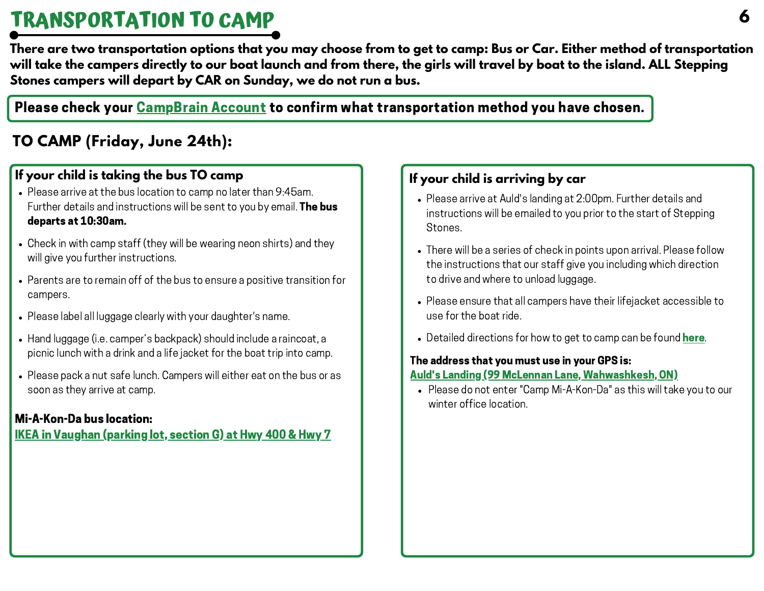# TRANSPORTATION TO CAMP

**There are two transportation options that you may choose from to get to camp: Bus or Car. Either method of transportation will take the campers directly to our boat launch and from there, the girls will travel by boat to the island. ALL Stepping Stones campers will depart by CAR on Sunday, we do not run a bus.**

**Please check your CampBrain Account to confirm what transportation method you have chosen.**

## TO CAMP (Friday, June 24th):

### If your child is taking the bus TO camp

- Please arrive at the bus location to camp no later than 9:45am. Further details and instructions will be sent to you by email. **The bus departs at 10:30am.**
- Check in with camp staff (they will be wearing neon shirts) and they will give you further instructions.
- Parents are to remain off of the bus to ensure a positive transition for campers.
- Please label all luggage clearly with your daughter's name.
- Hand luggage (i.e. camper's backpack) should include a raincoat, a picnic lunch with a drink and a life jacket for the boat trip into camp.
- Please pack a nut safe lunch. Campers will either eat on the bus or as soon as they arrive at camp.

**Mi-A-Kon-Da bus location:**
**IKEA in Vaughan (parking lot, section G) at Hwy 400 & Hwy 7**

### If your child is arriving by car

- Please arrive at Auld's landing at 2:00pm. Further details and instructions will be emailed to you prior to the start of Stepping Stones.
- There will be a series of check in points upon arrival. Please follow the instructions that our staff give you including which direction to drive and where to unload luggage.
- Please ensure that all campers have their lifejacket accessible to use for the boat ride.
- Detailed directions for how to get to camp can be found **here**.

**The address that you must use in your GPS is:**
**Auld's Landing (99 McLennan Lane, Wahwashkesh, ON)**

- Please do not enter "Camp Mi-A-Kon-Da" as this will take you to our winter office location.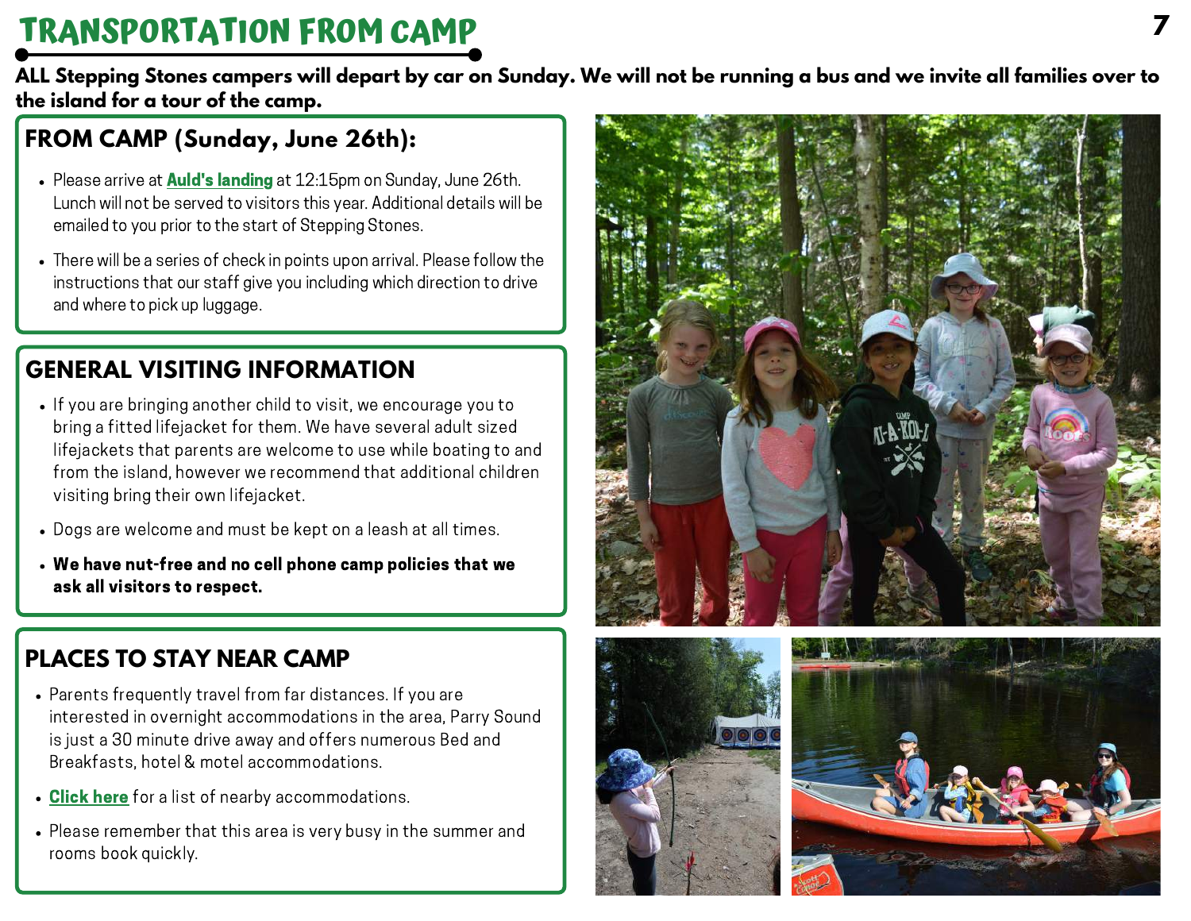# TRANSPORTATION FROM CAMP

**ALL Stepping Stones campers will depart by car on Sunday. We will not be running a bus and we invite all families over to the island for a tour of the camp.**

## FROM CAMP (Sunday, June 26th):

- Please arrive at **Auld's landing** at 12:15pm on Sunday, June 26th. Lunch will not be served to visitors this year. Additional details will be emailed to you prior to the start of Stepping Stones.
- There will be a series of check in points upon arrival. Please follow the instructions that our staff give you including which direction to drive and where to pick up luggage.

## GENERAL VISITING INFORMATION

- If you are bringing another child to visit, we encourage you to bring a fitted lifejacket for them. We have several adult sized lifejackets that parents are welcome to use while boating to and from the island, however we recommend that additional children visiting bring their own lifejacket.
- Dogs are welcome and must be kept on a leash at all times.
- **We have nut-free and no cell phone camp policies that we ask all visitors to respect.**

## PLACES TO STAY NEAR CAMP

- Parents frequently travel from far distances. If you are interested in overnight accommodations in the area, Parry Sound is just a 30 minute drive away and offers numerous Bed and Breakfasts, hotel & motel accommodations.
- **Click here** for a list of nearby accommodations.
- Please remember that this area is very busy in the summer and rooms book quickly.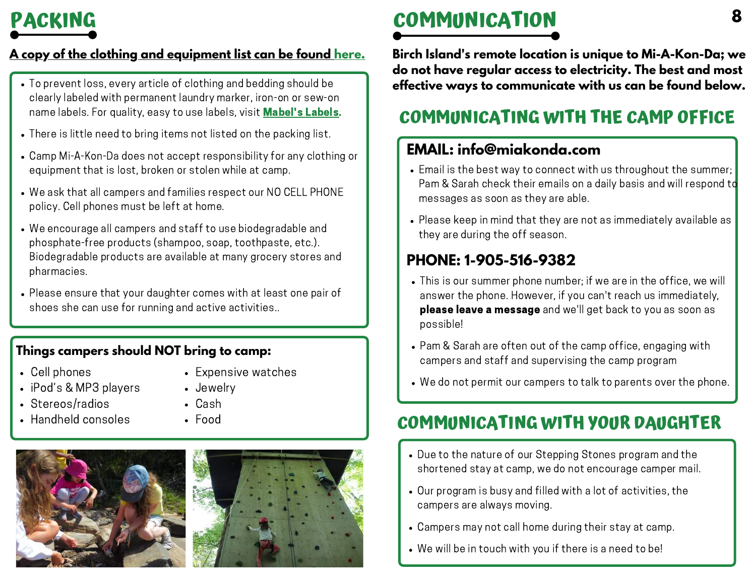# PACKING

**A copy of the clothing and equipment list can be found here.**

- To prevent loss, every article of clothing and bedding should be clearly labeled with permanent laundry marker, iron-on or sew-on name labels. For quality, easy to use labels, visit **Mabel's Labels.**
- There is little need to bring items not listed on the packing list.
- Camp Mi-A-Kon-Da does not accept responsibility for any clothing or equipment that is lost, broken or stolen while at camp.
- We ask that all campers and families respect our NO CELL PHONE policy. Cell phones must be left at home.
- We encourage all campers and staff to use biodegradable and phosphate-free products (shampoo, soap, toothpaste, etc.). Biodegradable products are available at many grocery stores and pharmacies.
- Please ensure that your daughter comes with at least one pair of shoes she can use for running and active activities..

### Things campers should NOT bring to camp:

- Cell phones
- iPod's & MP3 players
- Stereos/radios
- Handheld consoles
- Expensive watches
- Jewelry
- Cash
- Food

# COMMUNICATION

**Birch Island's remote location is unique to Mi-A-Kon-Da; we do not have regular access to electricity. The best and most effective ways to communicate with us can be found below.**

## COMMUNICATING WITH THE CAMP OFFICE

### EMAIL: info@miakonda.com

- Email is the best way to connect with us throughout the summer; Pam & Sarah check their emails on a daily basis and will respond to messages as soon as they are able.
- Please keep in mind that they are not as immediately available as they are during the off season.

### PHONE: 1-905-516-9382

- This is our summer phone number; if we are in the office, we will answer the phone. However, if you can't reach us immediately, **please leave a message** and we'll get back to you as soon as possible!
- Pam & Sarah are often out of the camp office, engaging with campers and staff and supervising the camp program
- We do not permit our campers to talk to parents over the phone.

## COMMUNICATING WITH YOUR DAUGHTER

- Due to the nature of our Stepping Stones program and the shortened stay at camp, we do not encourage camper mail.
- Our program is busy and filled with a lot of activities, the campers are always moving.
- Campers may not call home during their stay at camp.
- We will be in touch with you if there is a need to be!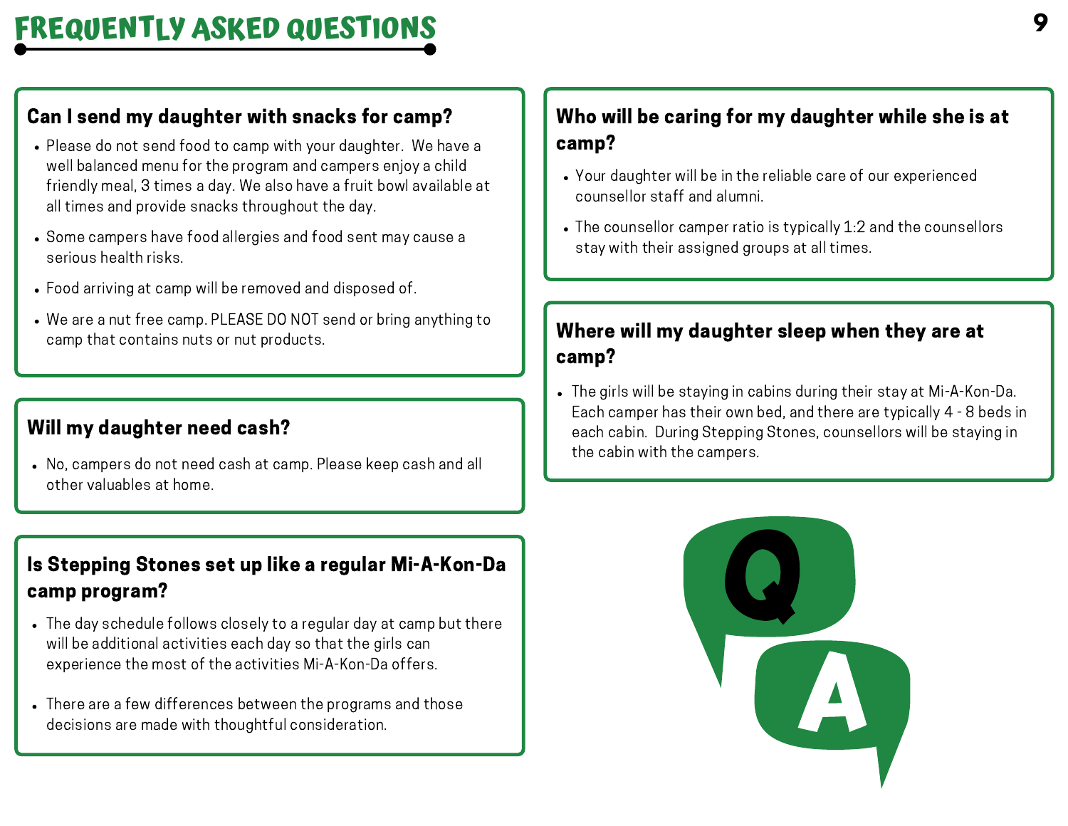# FREQUENTLY ASKED QUESTIONS

### Can I send my daughter with snacks for camp?

- Please do not send food to camp with your daughter. We have a well balanced menu for the program and campers enjoy a child friendly meal, 3 times a day. We also have a fruit bowl available at all times and provide snacks throughout the day.
- Some campers have food allergies and food sent may cause a serious health risks.
- Food arriving at camp will be removed and disposed of.
- We are a nut free camp. PLEASE DO NOT send or bring anything to camp that contains nuts or nut products.

### Will my daughter need cash?

- No, campers do not need cash at camp. Please keep cash and all other valuables at home.

### Is Stepping Stones set up like a regular Mi-A-Kon-Da camp program?

- The day schedule follows closely to a regular day at camp but there will be additional activities each day so that the girls can experience the most of the activities Mi-A-Kon-Da offers.
- There are a few differences between the programs and those decisions are made with thoughtful consideration.

### Who will be caring for my daughter while she is at camp?

- Your daughter will be in the reliable care of our experienced counsellor staff and alumni.
- The counsellor camper ratio is typically 1:2 and the counsellors stay with their assigned groups at all times.

### Where will my daughter sleep when they are at camp?

- The girls will be staying in cabins during their stay at Mi-A-Kon-Da. Each camper has their own bed, and there are typically 4 - 8 beds in each cabin. During Stepping Stones, counsellors will be staying in the cabin with the campers.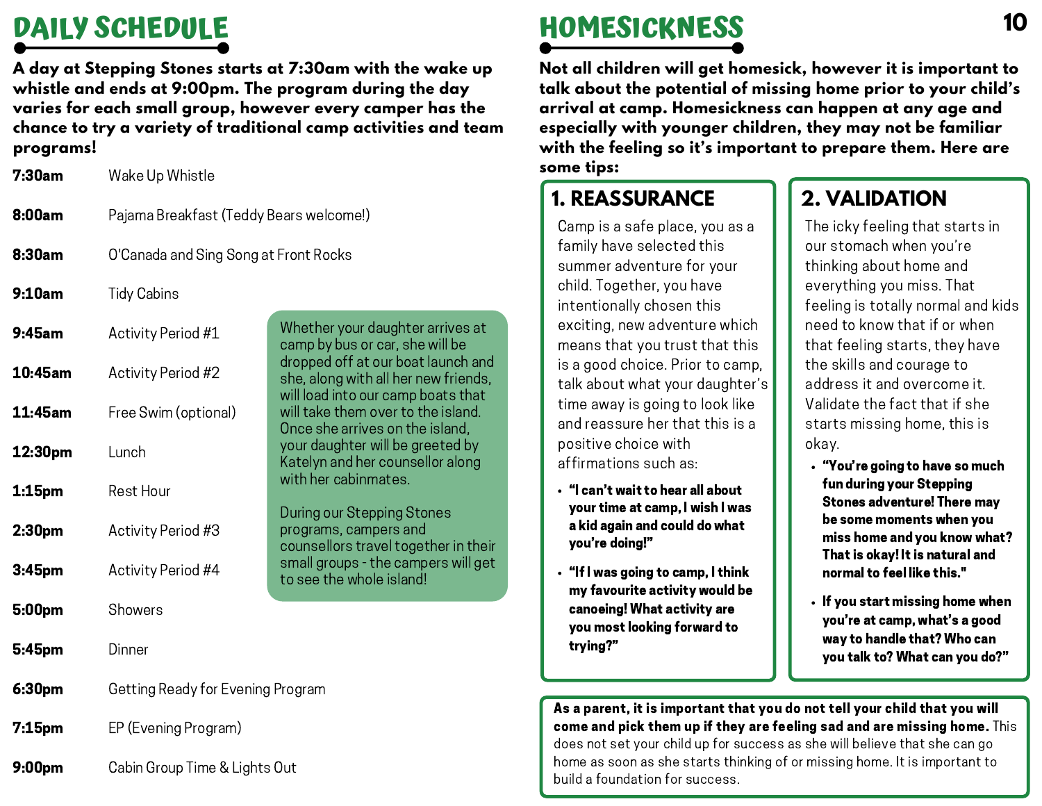## DAILY SCHEDULE

**A day at Stepping Stones starts at 7:30am with the wake up whistle and ends at 9:00pm. The program during the day varies for each small group, however every camper has the chance to try a variety of traditional camp activities and team programs!**

| | |
|---|---|
| **7:30am** | Wake Up Whistle |
| **8:00am** | Pajama Breakfast (Teddy Bears welcome!) |
| **8:30am** | O'Canada and Sing Song at Front Rocks |
| **9:10am** | Tidy Cabins |
| **9:45am** | Activity Period #1 |
| **10:45am** | Activity Period #2 |
| **11:45am** | Free Swim (optional) |
| **12:30pm** | Lunch |
| **1:15pm** | Rest Hour |
| **2:30pm** | Activity Period #3 |
| **3:45pm** | Activity Period #4 |
| **5:00pm** | Showers |
| **5:45pm** | Dinner |
| **6:30pm** | Getting Ready for Evening Program |
| **7:15pm** | EP (Evening Program) |
| **9:00pm** | Cabin Group Time & Lights Out |

Whether your daughter arrives at camp by bus or car, she will be dropped off at our boat launch and she, along with all her new friends, will load into our camp boats that will take them over to the island. Once she arrives on the island, your daughter will be greeted by Katelyn and her counsellor along with her cabinmates.

During our Stepping Stones programs, campers and counsellors travel together in their small groups - the campers will get to see the whole island!

## HOMESICKNESS

**Not all children will get homesick, however it is important to talk about the potential of missing home prior to your child's arrival at camp. Homesickness can happen at any age and especially with younger children, they may not be familiar with the feeling so it's important to prepare them. Here are some tips:**

### 1. REASSURANCE

Camp is a safe place, you as a family have selected this summer adventure for your child. Together, you have intentionally chosen this exciting, new adventure which means that you trust that this is a good choice. Prior to camp, talk about what your daughter's time away is going to look like and reassure her that this is a positive choice with affirmations such as:

- **"I can't wait to hear all about your time at camp, I wish I was a kid again and could do what you're doing!"**
- **"If I was going to camp, I think my favourite activity would be canoeing! What activity are you most looking forward to trying?"**

### 2. VALIDATION

The icky feeling that starts in our stomach when you're thinking about home and everything you miss. That feeling is totally normal and kids need to know that if or when that feeling starts, they have the skills and courage to address it and overcome it. Validate the fact that if she starts missing home, this is okay.

- **"You're going to have so much fun during your Stepping Stones adventure! There may be some moments when you miss home and you know what? That is okay! It is natural and normal to feel like this."**
- **If you start missing home when you're at camp, what's a good way to handle that? Who can you talk to? What can you do?"**

**As a parent, it is important that you do not tell your child that you will come and pick them up if they are feeling sad and are missing home.** This does not set your child up for success as she will believe that she can go home as soon as she starts thinking of or missing home. It is important to build a foundation for success.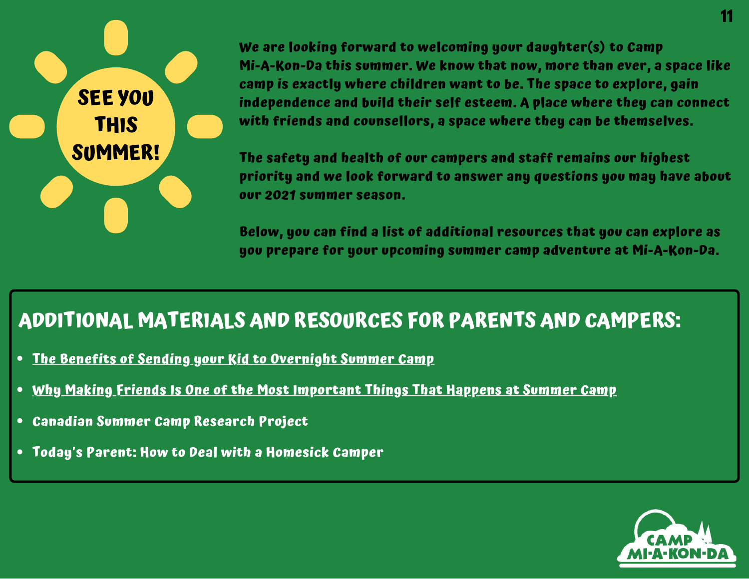SEE YOU THIS SUMMER!

We are looking forward to welcoming your daughter(s) to Camp Mi-A-Kon-Da this summer. We know that now, more than ever, a space like camp is exactly where children want to be. The space to explore, gain independence and build their self esteem. A place where they can connect with friends and counsellors, a space where they can be themselves.

The safety and health of our campers and staff remains our highest priority and we look forward to answer any questions you may have about our 2021 summer season.

Below, you can find a list of additional resources that you can explore as you prepare for your upcoming summer camp adventure at Mi-A-Kon-Da.

## ADDITIONAL MATERIALS AND RESOURCES FOR PARENTS AND CAMPERS:

- The Benefits of Sending your Kid to Overnight Summer Camp
- Why Making Friends Is One of the Most Important Things That Happens at Summer Camp
- Canadian Summer Camp Research Project
- Today's Parent: How to Deal with a Homesick Camper

CAMP MI-A-KON-DA